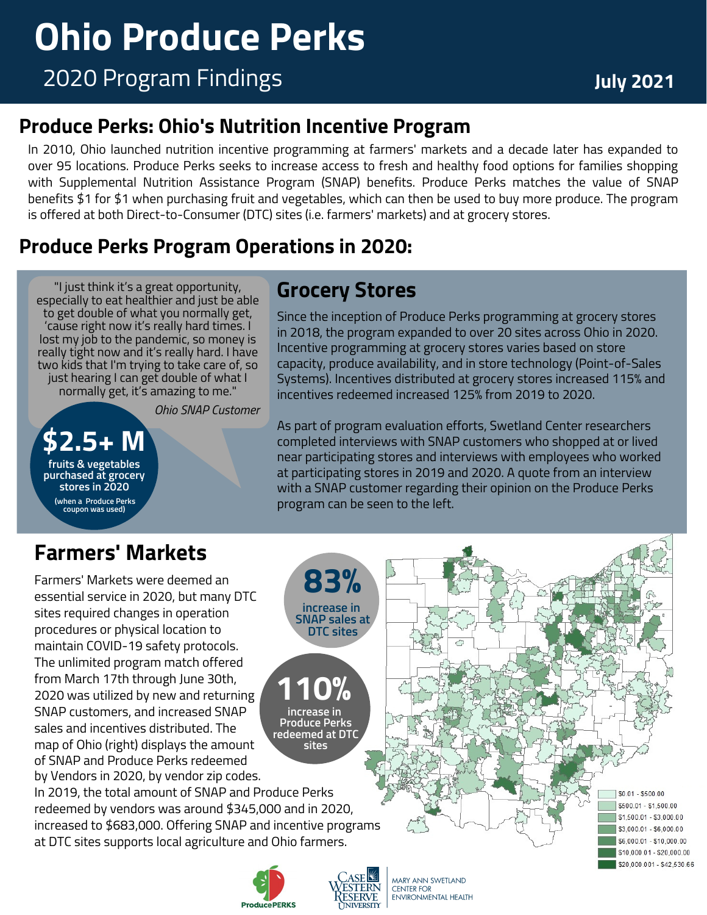# Ohio Produce Perks

2020 Program Findings

**July 2021**

## Produce Perks: Ohio's Nutrition Incentive Program

In 2010, Ohio launched nutrition incentive programming at farmers' markets and a decade later has expanded to over 95 locations. Produce Perks seeks to increase access to fresh and healthy food options for families shopping with Supplemental Nutrition Assistance Program (SNAP) benefits. Produce Perks matches the value of SNAP benefits $1 for $1 when purchasing fruit and vegetables, which can then be used to buy more produce. The program is offered at both Direct-to-Consumer (DTC) sites (i.e. farmers' markets) and at grocery stores.

## Produce Perks Program Operations in 2020:

"I just think it's a great opportunity, especially to eat healthier and just be able to get double of what you normally get, 'cause right now it's really hard times. I lost my job to the pandemic, so money is really tight now and it's really hard. I have two kids that I'm trying to take care of, so just hearing I can get double of what I normally get, it's amazing to me."

*Ohio SNAP Customer*

**$2.5+ M** fruits & vegetables purchased at grocery stores in 2020 (when a Produce Perks coupon was used)

### Grocery Stores

Since the inception of Produce Perks programming at grocery stores in 2018, the program expanded to over 20 sites across Ohio in 2020. Incentive programming at grocery stores varies based on store capacity, produce availability, and in store technology (Point-of-Sales Systems). Incentives distributed at grocery stores increased 115% and incentives redeemed increased 125% from 2019 to 2020.

As part of program evaluation efforts, Swetland Center researchers completed interviews with SNAP customers who shopped at or lived near participating stores and interviews with employees who worked at participating stores in 2019 and 2020. A quote from an interview with a SNAP customer regarding their opinion on the Produce Perks program can be seen to the left.

## Farmers' Markets

Farmers' Markets were deemed an essential service in 2020, but many DTC sites required changes in operation procedures or physical location to maintain COVID-19 safety protocols. The unlimited program match offered from March 17th through June 30th, 2020 was utilized by new and returning SNAP customers, and increased SNAP sales and incentives distributed. The map of Ohio (right) displays the amount of SNAP and Produce Perks redeemed by Vendors in 2020, by vendor zip codes. In 2019, the total amount of SNAP and Produce Perks redeemed by vendors was around $345,000 and in 2020, increased to $683,000. Offering SNAP and incentive programs at DTC sites supports local agriculture and Ohio farmers.

**83%** increase in SNAP sales at DTC sites

**110%** increase in Produce Perks redeemed at DTC sites

- $0.01 - $500.00
- $500.01 - $1,500.00
- $1,500.01 - $3,000.00
- $3,000.01 - $6,000.00
- $6,000.01 - $10,000.00
- $10,000.01 - $20,000.00
- $20,000.001 - $42,530.66

ProducePERKS

Case Western Reserve University — Mary Ann Swetland Center for Environmental Health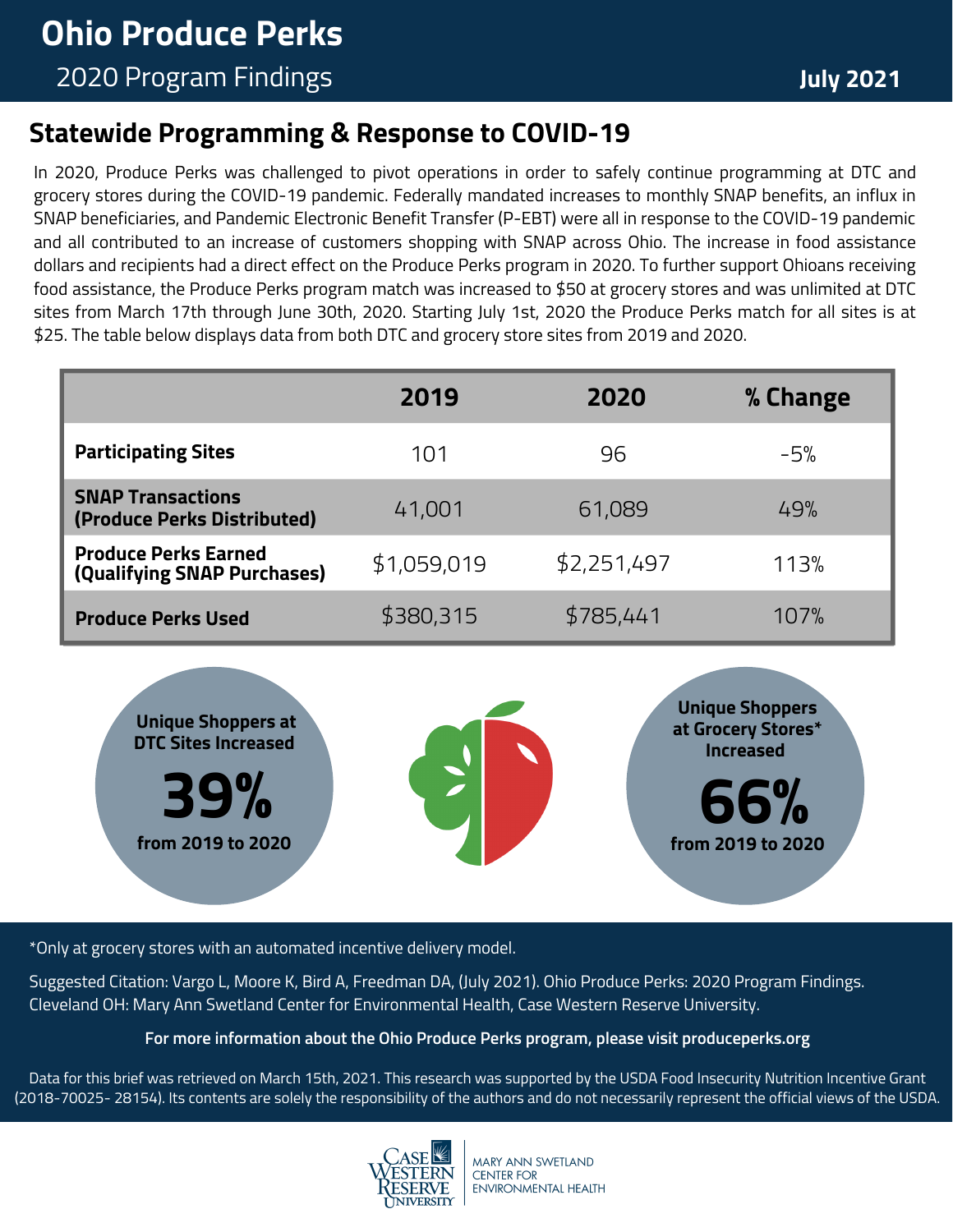# Ohio Produce Perks

2020 Program Findings

**July 2021**

## Statewide Programming & Response to COVID-19

In 2020, Produce Perks was challenged to pivot operations in order to safely continue programming at DTC and grocery stores during the COVID-19 pandemic. Federally mandated increases to monthly SNAP benefits, an influx in SNAP beneficiaries, and Pandemic Electronic Benefit Transfer (P-EBT) were all in response to the COVID-19 pandemic and all contributed to an increase of customers shopping with SNAP across Ohio. The increase in food assistance dollars and recipients had a direct effect on the Produce Perks program in 2020. To further support Ohioans receiving food assistance, the Produce Perks program match was increased to $50 at grocery stores and was unlimited at DTC sites from March 17th through June 30th, 2020. Starting July 1st, 2020 the Produce Perks match for all sites is at $25. The table below displays data from both DTC and grocery store sites from 2019 and 2020.

| | 2019 | 2020 | % Change |
|---|---|---|---|
| **Participating Sites** | 101 | 96 | -5% |
| **SNAP Transactions (Produce Perks Distributed)** | 41,001 | 61,089 | 49% |
| **Produce Perks Earned (Qualifying SNAP Purchases)** | $1,059,019 | $2,251,497 | 113% |
| **Produce Perks Used** | $380,315 | $785,441 | 107% |

**Unique Shoppers at DTC Sites Increased**

**39%**

**from 2019 to 2020**

**Unique Shoppers at Grocery Stores* Increased**

**66%**

**from 2019 to 2020**

*Only at grocery stores with an automated incentive delivery model.

Suggested Citation: Vargo L, Moore K, Bird A, Freedman DA, (July 2021). Ohio Produce Perks: 2020 Program Findings. Cleveland OH: Mary Ann Swetland Center for Environmental Health, Case Western Reserve University.

**For more information about the Ohio Produce Perks program, please visit produceperks.org**

Data for this brief was retrieved on March 15th, 2021. This research was supported by the USDA Food Insecurity Nutrition Incentive Grant (2018-70025- 28154). Its contents are solely the responsibility of the authors and do not necessarily represent the official views of the USDA.

Case Western Reserve University | Mary Ann Swetland Center for Environmental Health